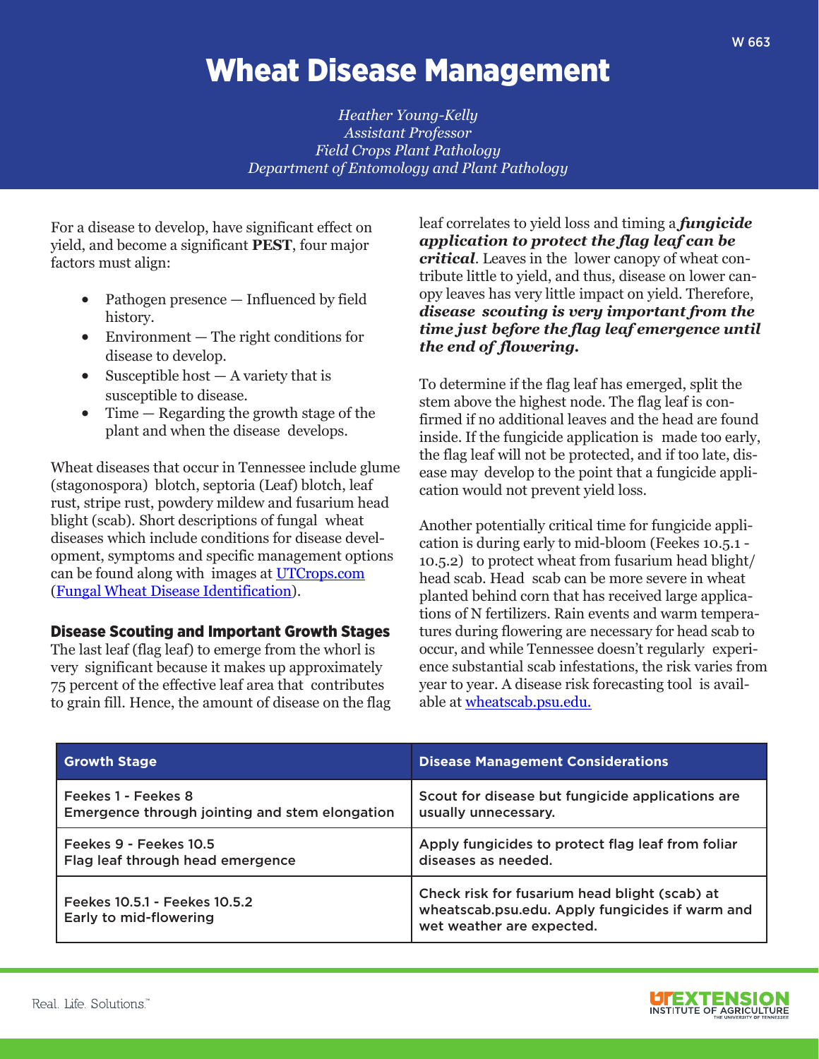# Wheat Disease Management

*Heather Young-Kelly*
*Assistant Professor*
*Field Crops Plant Pathology*
*Department of Entomology and Plant Pathology*

For a disease to develop, have significant effect on yield, and become a significant **PEST**, four major factors must align:

- Pathogen presence — Influenced by field history.
- Environment — The right conditions for disease to develop.
- Susceptible host — A variety that is susceptible to disease.
- Time — Regarding the growth stage of the plant and when the disease develops.

Wheat diseases that occur in Tennessee include glume (stagonospora) blotch, septoria (Leaf) blotch, leaf rust, stripe rust, powdery mildew and fusarium head blight (scab). Short descriptions of fungal wheat diseases which include conditions for disease development, symptoms and specific management options can be found along with images at [UTCrops.com](UTCrops.com) ([Fungal Wheat Disease Identification]()).

## Disease Scouting and Important Growth Stages

The last leaf (flag leaf) to emerge from the whorl is very significant because it makes up approximately 75 percent of the effective leaf area that contributes to grain fill. Hence, the amount of disease on the flag leaf correlates to yield loss and timing a ***fungicide application to protect the flag leaf can be critical***. Leaves in the lower canopy of wheat contribute little to yield, and thus, disease on lower canopy leaves has very little impact on yield. Therefore, ***disease scouting is very important from the time just before the flag leaf emergence until the end of flowering.***

To determine if the flag leaf has emerged, split the stem above the highest node. The flag leaf is confirmed if no additional leaves and the head are found inside. If the fungicide application is made too early, the flag leaf will not be protected, and if too late, disease may develop to the point that a fungicide application would not prevent yield loss.

Another potentially critical time for fungicide application is during early to mid-bloom (Feekes 10.5.1 - 10.5.2) to protect wheat from fusarium head blight/ head scab. Head scab can be more severe in wheat planted behind corn that has received large applications of N fertilizers. Rain events and warm temperatures during flowering are necessary for head scab to occur, and while Tennessee doesn't regularly experience substantial scab infestations, the risk varies from year to year. A disease risk forecasting tool is available at [wheatscab.psu.edu.](wheatscab.psu.edu)

| Growth Stage | Disease Management Considerations |
| --- | --- |
| Feekes 1 - Feekes 8<br>Emergence through jointing and stem elongation | Scout for disease but fungicide applications are usually unnecessary. |
| Feekes 9 - Feekes 10.5<br>Flag leaf through head emergence | Apply fungicides to protect flag leaf from foliar diseases as needed. |
| Feekes 10.5.1 - Feekes 10.5.2<br>Early to mid-flowering | Check risk for fusarium head blight (scab) at wheatscab.psu.edu. Apply fungicides if warm and wet weather are expected. |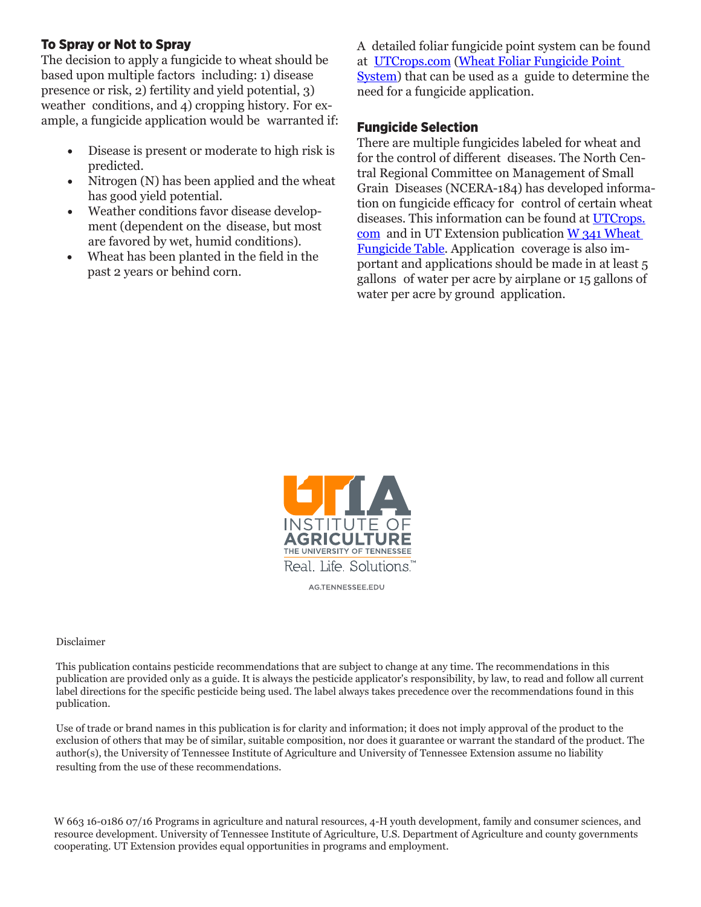## To Spray or Not to Spray

The decision to apply a fungicide to wheat should be based upon multiple factors including: 1) disease presence or risk, 2) fertility and yield potential, 3) weather conditions, and 4) cropping history. For example, a fungicide application would be warranted if:

- Disease is present or moderate to high risk is predicted.
- Nitrogen (N) has been applied and the wheat has good yield potential.
- Weather conditions favor disease development (dependent on the disease, but most are favored by wet, humid conditions).
- Wheat has been planted in the field in the past 2 years or behind corn.

A detailed foliar fungicide point system can be found at UTCrops.com (Wheat Foliar Fungicide Point System) that can be used as a guide to determine the need for a fungicide application.

## Fungicide Selection

There are multiple fungicides labeled for wheat and for the control of different diseases. The North Central Regional Committee on Management of Small Grain Diseases (NCERA-184) has developed information on fungicide efficacy for control of certain wheat diseases. This information can be found at UTCrops.com and in UT Extension publication W 341 Wheat Fungicide Table. Application coverage is also important and applications should be made in at least 5 gallons of water per acre by airplane or 15 gallons of water per acre by ground application.

UTIA INSTITUTE OF AGRICULTURE
THE UNIVERSITY OF TENNESSEE
Real. Life. Solutions.™

AG.TENNESSEE.EDU

Disclaimer

This publication contains pesticide recommendations that are subject to change at any time. The recommendations in this publication are provided only as a guide. It is always the pesticide applicator's responsibility, by law, to read and follow all current label directions for the specific pesticide being used. The label always takes precedence over the recommendations found in this publication.

Use of trade or brand names in this publication is for clarity and information; it does not imply approval of the product to the exclusion of others that may be of similar, suitable composition, nor does it guarantee or warrant the standard of the product. The author(s), the University of Tennessee Institute of Agriculture and University of Tennessee Extension assume no liability resulting from the use of these recommendations.

W 663 16-0186 07/16 Programs in agriculture and natural resources, 4-H youth development, family and consumer sciences, and resource development. University of Tennessee Institute of Agriculture, U.S. Department of Agriculture and county governments cooperating. UT Extension provides equal opportunities in programs and employment.